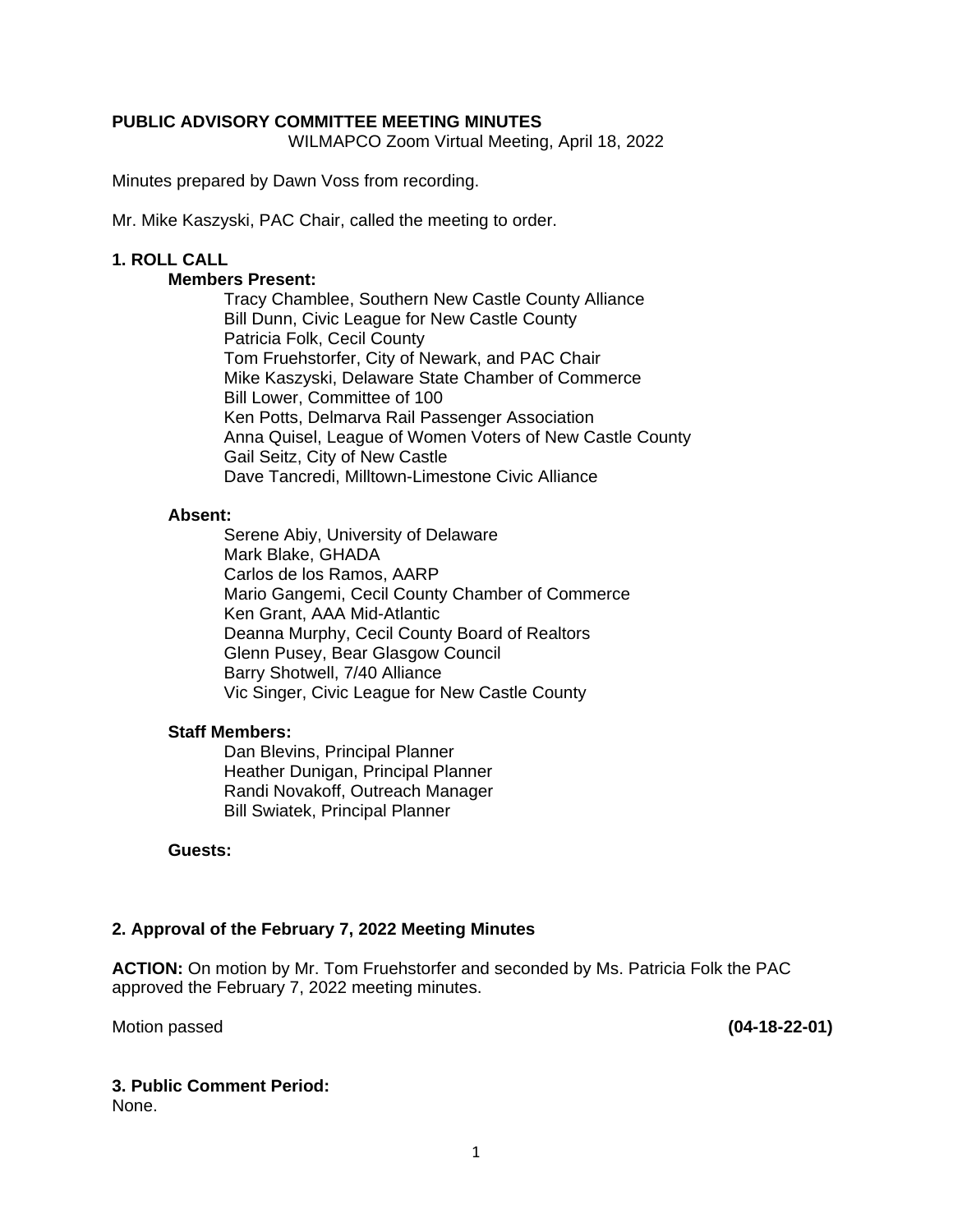# PUBLIC ADVISORY COMMITTEE MEETING MINUTES

WILMAPCO Zoom Virtual Meeting, April 18, 2022

Minutes prepared by Dawn Voss from recording.

Mr. Mike Kaszyski, PAC Chair, called the meeting to order.

## 1. ROLL CALL

**Members Present:**

Tracy Chamblee, Southern New Castle County Alliance
Bill Dunn, Civic League for New Castle County
Patricia Folk, Cecil County
Tom Fruehstorfer, City of Newark, and PAC Chair
Mike Kaszyski, Delaware State Chamber of Commerce
Bill Lower, Committee of 100
Ken Potts, Delmarva Rail Passenger Association
Anna Quisel, League of Women Voters of New Castle County
Gail Seitz, City of New Castle
Dave Tancredi, Milltown-Limestone Civic Alliance

**Absent:**

Serene Abiy, University of Delaware
Mark Blake, GHADA
Carlos de los Ramos, AARP
Mario Gangemi, Cecil County Chamber of Commerce
Ken Grant, AAA Mid-Atlantic
Deanna Murphy, Cecil County Board of Realtors
Glenn Pusey, Bear Glasgow Council
Barry Shotwell, 7/40 Alliance
Vic Singer, Civic League for New Castle County

**Staff Members:**

Dan Blevins, Principal Planner
Heather Dunigan, Principal Planner
Randi Novakoff, Outreach Manager
Bill Swiatek, Principal Planner

**Guests:**

## 2. Approval of the February 7, 2022 Meeting Minutes

**ACTION:** On motion by Mr. Tom Fruehstorfer and seconded by Ms. Patricia Folk the PAC approved the February 7, 2022 meeting minutes.

Motion passed **(04-18-22-01)**

## 3. Public Comment Period:

None.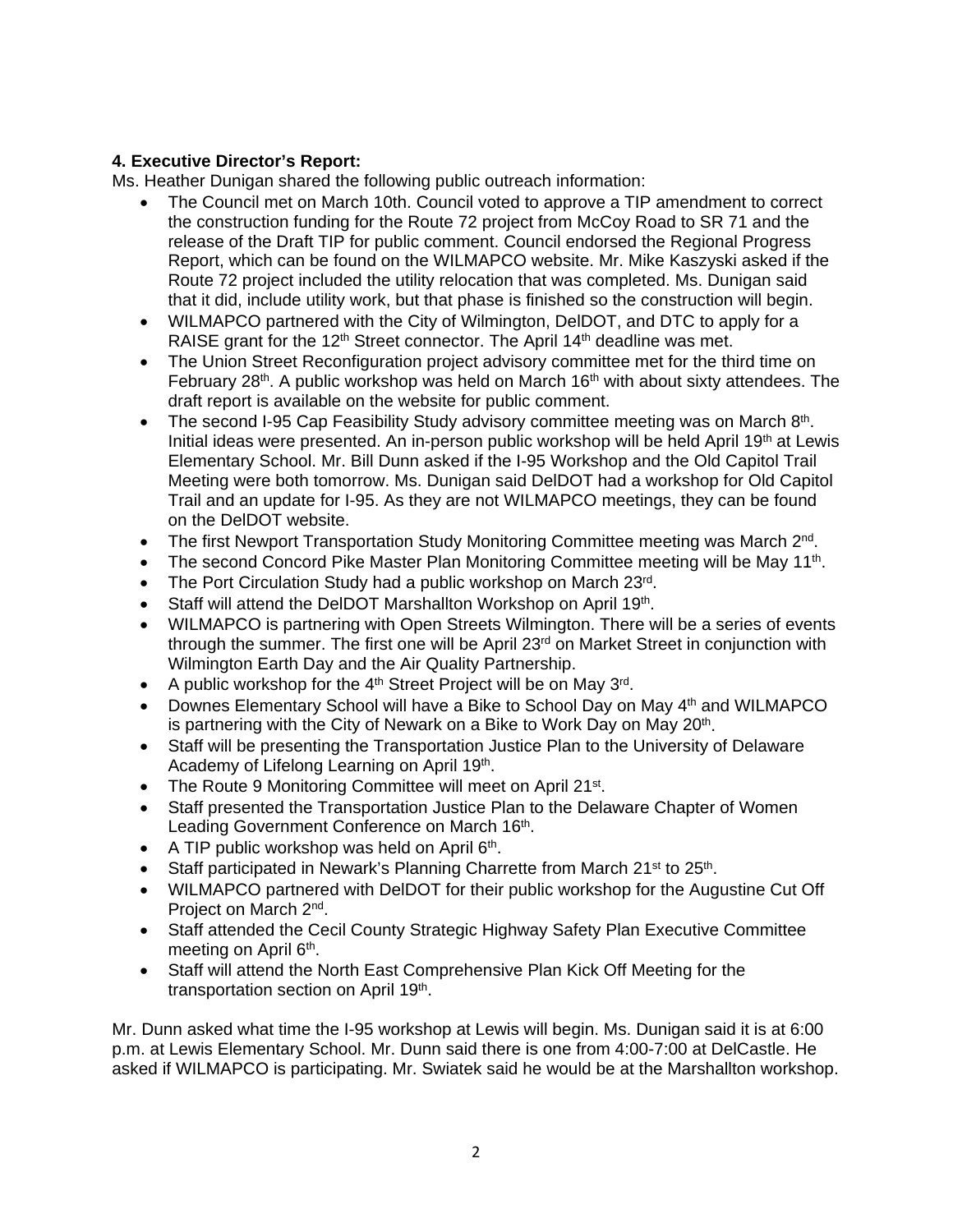**4. Executive Director's Report:**

Ms. Heather Dunigan shared the following public outreach information:

- The Council met on March 10th. Council voted to approve a TIP amendment to correct the construction funding for the Route 72 project from McCoy Road to SR 71 and the release of the Draft TIP for public comment. Council endorsed the Regional Progress Report, which can be found on the WILMAPCO website. Mr. Mike Kaszyski asked if the Route 72 project included the utility relocation that was completed. Ms. Dunigan said that it did, include utility work, but that phase is finished so the construction will begin.
- WILMAPCO partnered with the City of Wilmington, DelDOT, and DTC to apply for a RAISE grant for the 12th Street connector. The April 14th deadline was met.
- The Union Street Reconfiguration project advisory committee met for the third time on February 28th. A public workshop was held on March 16th with about sixty attendees. The draft report is available on the website for public comment.
- The second I-95 Cap Feasibility Study advisory committee meeting was on March 8th. Initial ideas were presented. An in-person public workshop will be held April 19th at Lewis Elementary School. Mr. Bill Dunn asked if the I-95 Workshop and the Old Capitol Trail Meeting were both tomorrow. Ms. Dunigan said DelDOT had a workshop for Old Capitol Trail and an update for I-95. As they are not WILMAPCO meetings, they can be found on the DelDOT website.
- The first Newport Transportation Study Monitoring Committee meeting was March 2nd.
- The second Concord Pike Master Plan Monitoring Committee meeting will be May 11th.
- The Port Circulation Study had a public workshop on March 23rd.
- Staff will attend the DelDOT Marshallton Workshop on April 19th.
- WILMAPCO is partnering with Open Streets Wilmington. There will be a series of events through the summer. The first one will be April 23rd on Market Street in conjunction with Wilmington Earth Day and the Air Quality Partnership.
- A public workshop for the 4th Street Project will be on May 3rd.
- Downes Elementary School will have a Bike to School Day on May 4th and WILMAPCO is partnering with the City of Newark on a Bike to Work Day on May 20th.
- Staff will be presenting the Transportation Justice Plan to the University of Delaware Academy of Lifelong Learning on April 19th.
- The Route 9 Monitoring Committee will meet on April 21st.
- Staff presented the Transportation Justice Plan to the Delaware Chapter of Women Leading Government Conference on March 16th.
- A TIP public workshop was held on April 6th.
- Staff participated in Newark's Planning Charrette from March 21st to 25th.
- WILMAPCO partnered with DelDOT for their public workshop for the Augustine Cut Off Project on March 2nd.
- Staff attended the Cecil County Strategic Highway Safety Plan Executive Committee meeting on April 6th.
- Staff will attend the North East Comprehensive Plan Kick Off Meeting for the transportation section on April 19th.

Mr. Dunn asked what time the I-95 workshop at Lewis will begin. Ms. Dunigan said it is at 6:00 p.m. at Lewis Elementary School. Mr. Dunn said there is one from 4:00-7:00 at DelCastle. He asked if WILMAPCO is participating. Mr. Swiatek said he would be at the Marshallton workshop.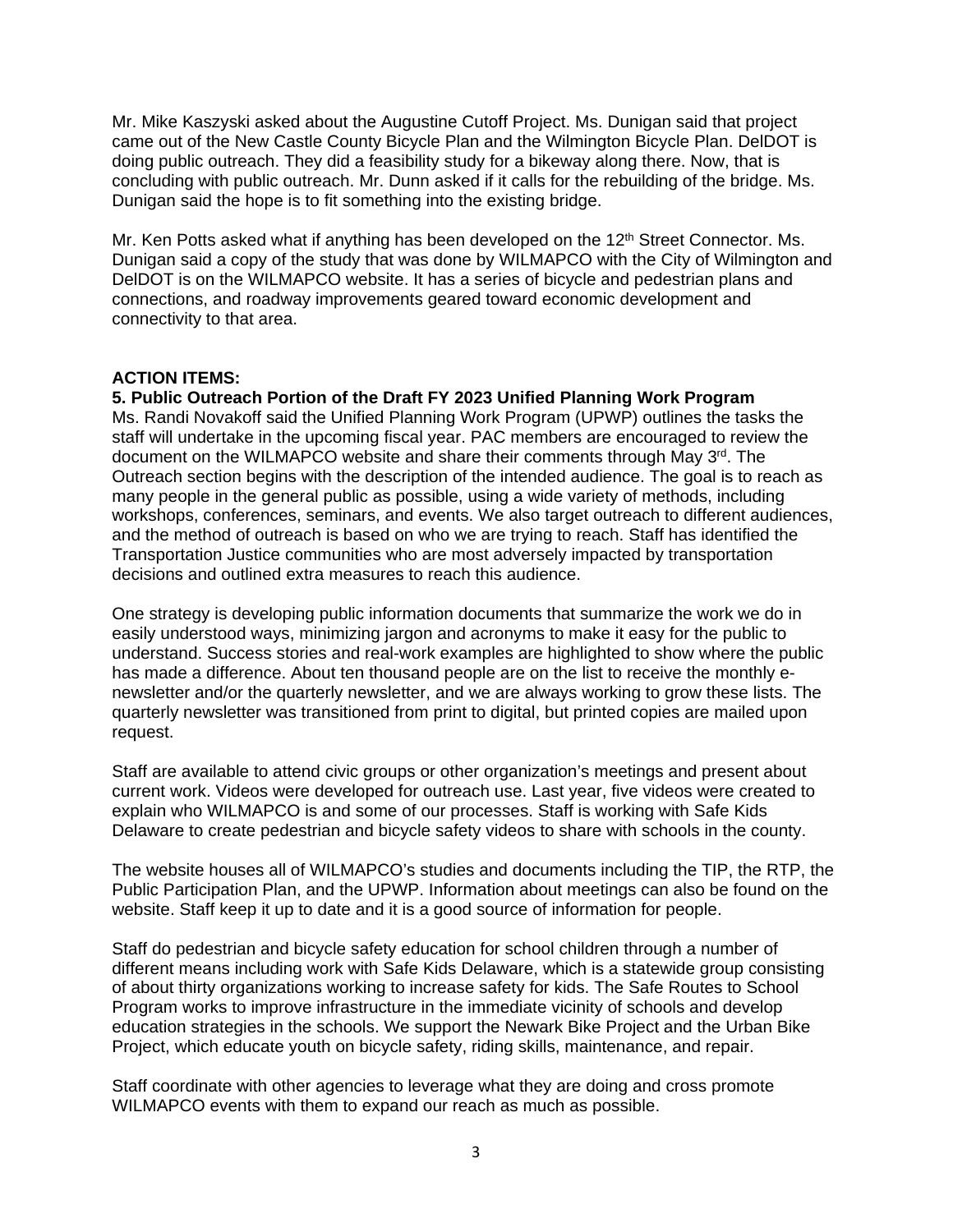Mr. Mike Kaszyski asked about the Augustine Cutoff Project. Ms. Dunigan said that project came out of the New Castle County Bicycle Plan and the Wilmington Bicycle Plan. DelDOT is doing public outreach. They did a feasibility study for a bikeway along there. Now, that is concluding with public outreach. Mr. Dunn asked if it calls for the rebuilding of the bridge. Ms. Dunigan said the hope is to fit something into the existing bridge.

Mr. Ken Potts asked what if anything has been developed on the 12th Street Connector. Ms. Dunigan said a copy of the study that was done by WILMAPCO with the City of Wilmington and DelDOT is on the WILMAPCO website. It has a series of bicycle and pedestrian plans and connections, and roadway improvements geared toward economic development and connectivity to that area.

**ACTION ITEMS:**

**5. Public Outreach Portion of the Draft FY 2023 Unified Planning Work Program**

Ms. Randi Novakoff said the Unified Planning Work Program (UPWP) outlines the tasks the staff will undertake in the upcoming fiscal year. PAC members are encouraged to review the document on the WILMAPCO website and share their comments through May 3rd. The Outreach section begins with the description of the intended audience. The goal is to reach as many people in the general public as possible, using a wide variety of methods, including workshops, conferences, seminars, and events. We also target outreach to different audiences, and the method of outreach is based on who we are trying to reach. Staff has identified the Transportation Justice communities who are most adversely impacted by transportation decisions and outlined extra measures to reach this audience.

One strategy is developing public information documents that summarize the work we do in easily understood ways, minimizing jargon and acronyms to make it easy for the public to understand. Success stories and real-work examples are highlighted to show where the public has made a difference. About ten thousand people are on the list to receive the monthly e-newsletter and/or the quarterly newsletter, and we are always working to grow these lists. The quarterly newsletter was transitioned from print to digital, but printed copies are mailed upon request.

Staff are available to attend civic groups or other organization's meetings and present about current work. Videos were developed for outreach use. Last year, five videos were created to explain who WILMAPCO is and some of our processes. Staff is working with Safe Kids Delaware to create pedestrian and bicycle safety videos to share with schools in the county.

The website houses all of WILMAPCO's studies and documents including the TIP, the RTP, the Public Participation Plan, and the UPWP. Information about meetings can also be found on the website. Staff keep it up to date and it is a good source of information for people.

Staff do pedestrian and bicycle safety education for school children through a number of different means including work with Safe Kids Delaware, which is a statewide group consisting of about thirty organizations working to increase safety for kids. The Safe Routes to School Program works to improve infrastructure in the immediate vicinity of schools and develop education strategies in the schools. We support the Newark Bike Project and the Urban Bike Project, which educate youth on bicycle safety, riding skills, maintenance, and repair.

Staff coordinate with other agencies to leverage what they are doing and cross promote WILMAPCO events with them to expand our reach as much as possible.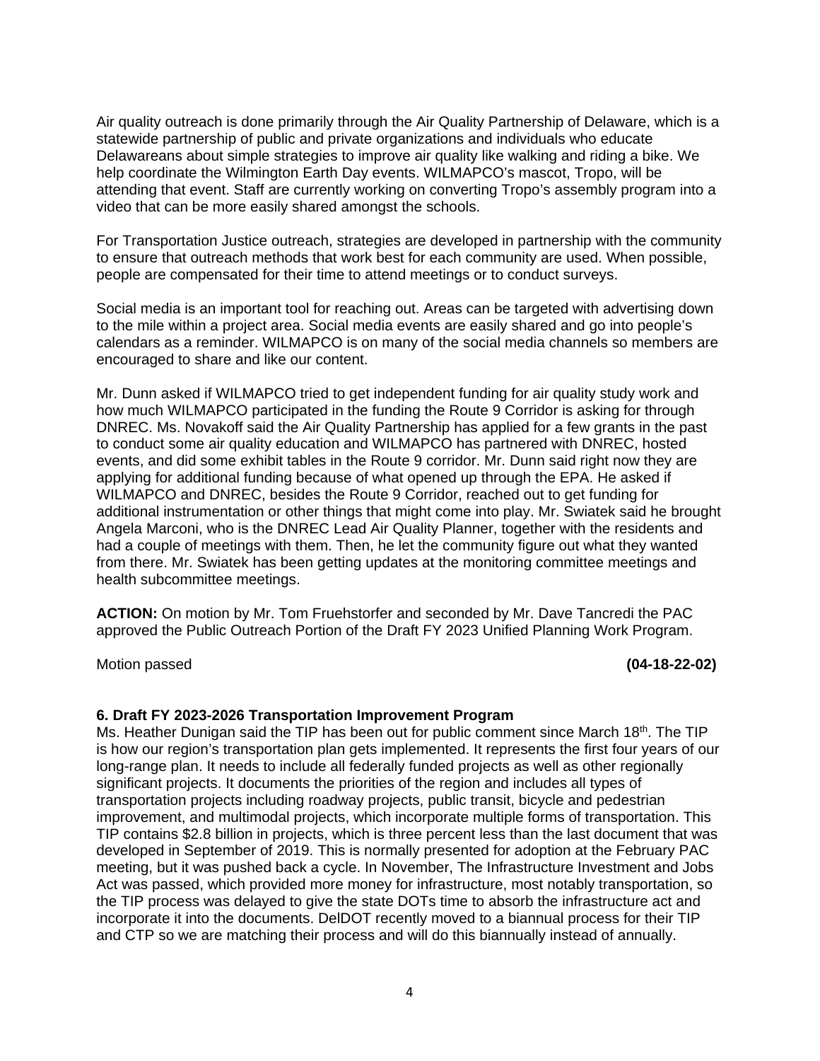Air quality outreach is done primarily through the Air Quality Partnership of Delaware, which is a statewide partnership of public and private organizations and individuals who educate Delawareans about simple strategies to improve air quality like walking and riding a bike. We help coordinate the Wilmington Earth Day events. WILMAPCO's mascot, Tropo, will be attending that event. Staff are currently working on converting Tropo's assembly program into a video that can be more easily shared amongst the schools.

For Transportation Justice outreach, strategies are developed in partnership with the community to ensure that outreach methods that work best for each community are used. When possible, people are compensated for their time to attend meetings or to conduct surveys.

Social media is an important tool for reaching out. Areas can be targeted with advertising down to the mile within a project area. Social media events are easily shared and go into people's calendars as a reminder. WILMAPCO is on many of the social media channels so members are encouraged to share and like our content.

Mr. Dunn asked if WILMAPCO tried to get independent funding for air quality study work and how much WILMAPCO participated in the funding the Route 9 Corridor is asking for through DNREC. Ms. Novakoff said the Air Quality Partnership has applied for a few grants in the past to conduct some air quality education and WILMAPCO has partnered with DNREC, hosted events, and did some exhibit tables in the Route 9 corridor. Mr. Dunn said right now they are applying for additional funding because of what opened up through the EPA. He asked if WILMAPCO and DNREC, besides the Route 9 Corridor, reached out to get funding for additional instrumentation or other things that might come into play. Mr. Swiatek said he brought Angela Marconi, who is the DNREC Lead Air Quality Planner, together with the residents and had a couple of meetings with them. Then, he let the community figure out what they wanted from there. Mr. Swiatek has been getting updates at the monitoring committee meetings and health subcommittee meetings.

**ACTION:** On motion by Mr. Tom Fruehstorfer and seconded by Mr. Dave Tancredi the PAC approved the Public Outreach Portion of the Draft FY 2023 Unified Planning Work Program.

Motion passed **(04-18-22-02)**

**6. Draft FY 2023-2026 Transportation Improvement Program**

Ms. Heather Dunigan said the TIP has been out for public comment since March 18th. The TIP is how our region's transportation plan gets implemented. It represents the first four years of our long-range plan. It needs to include all federally funded projects as well as other regionally significant projects. It documents the priorities of the region and includes all types of transportation projects including roadway projects, public transit, bicycle and pedestrian improvement, and multimodal projects, which incorporate multiple forms of transportation. This TIP contains $2.8 billion in projects, which is three percent less than the last document that was developed in September of 2019. This is normally presented for adoption at the February PAC meeting, but it was pushed back a cycle. In November, The Infrastructure Investment and Jobs Act was passed, which provided more money for infrastructure, most notably transportation, so the TIP process was delayed to give the state DOTs time to absorb the infrastructure act and incorporate it into the documents. DelDOT recently moved to a biannual process for their TIP and CTP so we are matching their process and will do this biannually instead of annually.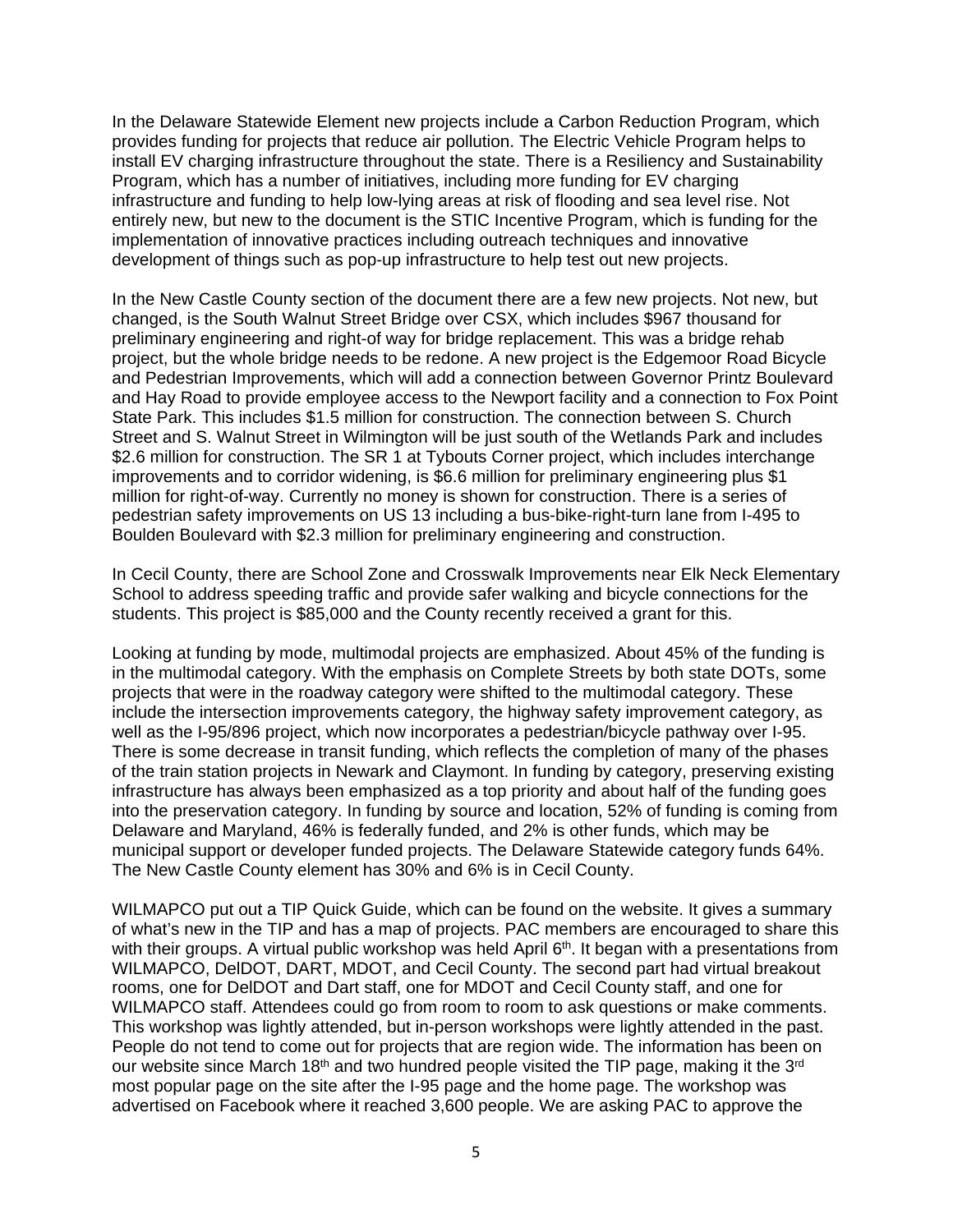In the Delaware Statewide Element new projects include a Carbon Reduction Program, which provides funding for projects that reduce air pollution. The Electric Vehicle Program helps to install EV charging infrastructure throughout the state. There is a Resiliency and Sustainability Program, which has a number of initiatives, including more funding for EV charging infrastructure and funding to help low-lying areas at risk of flooding and sea level rise. Not entirely new, but new to the document is the STIC Incentive Program, which is funding for the implementation of innovative practices including outreach techniques and innovative development of things such as pop-up infrastructure to help test out new projects.

In the New Castle County section of the document there are a few new projects. Not new, but changed, is the South Walnut Street Bridge over CSX, which includes $967 thousand for preliminary engineering and right-of way for bridge replacement. This was a bridge rehab project, but the whole bridge needs to be redone. A new project is the Edgemoor Road Bicycle and Pedestrian Improvements, which will add a connection between Governor Printz Boulevard and Hay Road to provide employee access to the Newport facility and a connection to Fox Point State Park. This includes $1.5 million for construction. The connection between S. Church Street and S. Walnut Street in Wilmington will be just south of the Wetlands Park and includes $2.6 million for construction. The SR 1 at Tybouts Corner project, which includes interchange improvements and to corridor widening, is $6.6 million for preliminary engineering plus $1 million for right-of-way. Currently no money is shown for construction. There is a series of pedestrian safety improvements on US 13 including a bus-bike-right-turn lane from I-495 to Boulden Boulevard with $2.3 million for preliminary engineering and construction.

In Cecil County, there are School Zone and Crosswalk Improvements near Elk Neck Elementary School to address speeding traffic and provide safer walking and bicycle connections for the students. This project is $85,000 and the County recently received a grant for this.

Looking at funding by mode, multimodal projects are emphasized. About 45% of the funding is in the multimodal category. With the emphasis on Complete Streets by both state DOTs, some projects that were in the roadway category were shifted to the multimodal category. These include the intersection improvements category, the highway safety improvement category, as well as the I-95/896 project, which now incorporates a pedestrian/bicycle pathway over I-95. There is some decrease in transit funding, which reflects the completion of many of the phases of the train station projects in Newark and Claymont. In funding by category, preserving existing infrastructure has always been emphasized as a top priority and about half of the funding goes into the preservation category. In funding by source and location, 52% of funding is coming from Delaware and Maryland, 46% is federally funded, and 2% is other funds, which may be municipal support or developer funded projects. The Delaware Statewide category funds 64%. The New Castle County element has 30% and 6% is in Cecil County.

WILMAPCO put out a TIP Quick Guide, which can be found on the website. It gives a summary of what's new in the TIP and has a map of projects. PAC members are encouraged to share this with their groups. A virtual public workshop was held April 6th. It began with a presentations from WILMAPCO, DelDOT, DART, MDOT, and Cecil County. The second part had virtual breakout rooms, one for DelDOT and Dart staff, one for MDOT and Cecil County staff, and one for WILMAPCO staff. Attendees could go from room to room to ask questions or make comments. This workshop was lightly attended, but in-person workshops were lightly attended in the past. People do not tend to come out for projects that are region wide. The information has been on our website since March 18th and two hundred people visited the TIP page, making it the 3rd most popular page on the site after the I-95 page and the home page. The workshop was advertised on Facebook where it reached 3,600 people. We are asking PAC to approve the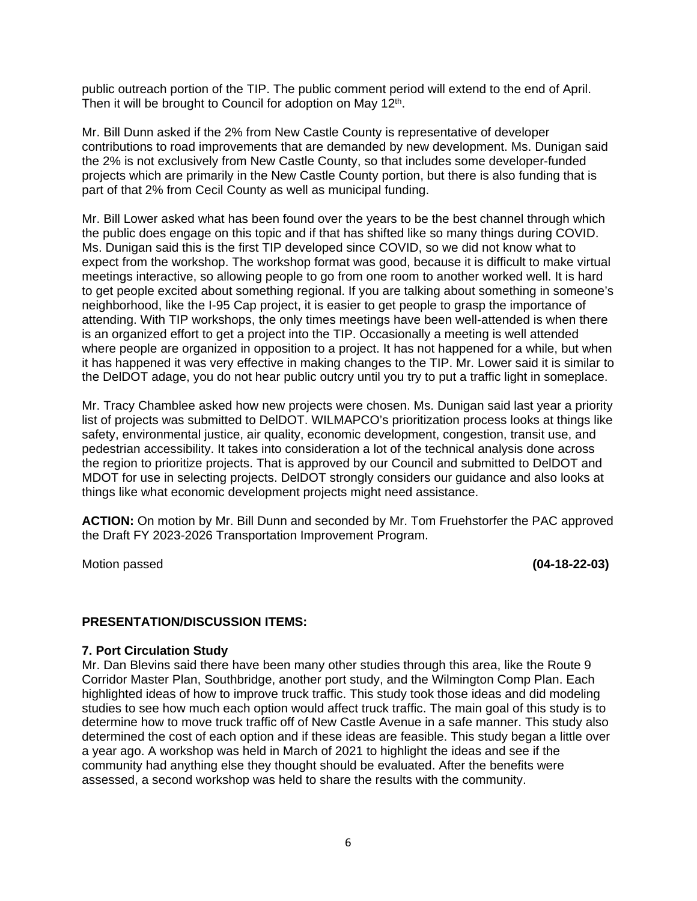public outreach portion of the TIP. The public comment period will extend to the end of April. Then it will be brought to Council for adoption on May 12th.

Mr. Bill Dunn asked if the 2% from New Castle County is representative of developer contributions to road improvements that are demanded by new development. Ms. Dunigan said the 2% is not exclusively from New Castle County, so that includes some developer-funded projects which are primarily in the New Castle County portion, but there is also funding that is part of that 2% from Cecil County as well as municipal funding.

Mr. Bill Lower asked what has been found over the years to be the best channel through which the public does engage on this topic and if that has shifted like so many things during COVID. Ms. Dunigan said this is the first TIP developed since COVID, so we did not know what to expect from the workshop. The workshop format was good, because it is difficult to make virtual meetings interactive, so allowing people to go from one room to another worked well. It is hard to get people excited about something regional. If you are talking about something in someone's neighborhood, like the I-95 Cap project, it is easier to get people to grasp the importance of attending. With TIP workshops, the only times meetings have been well-attended is when there is an organized effort to get a project into the TIP. Occasionally a meeting is well attended where people are organized in opposition to a project. It has not happened for a while, but when it has happened it was very effective in making changes to the TIP. Mr. Lower said it is similar to the DelDOT adage, you do not hear public outcry until you try to put a traffic light in someplace.

Mr. Tracy Chamblee asked how new projects were chosen. Ms. Dunigan said last year a priority list of projects was submitted to DelDOT. WILMAPCO's prioritization process looks at things like safety, environmental justice, air quality, economic development, congestion, transit use, and pedestrian accessibility. It takes into consideration a lot of the technical analysis done across the region to prioritize projects. That is approved by our Council and submitted to DelDOT and MDOT for use in selecting projects. DelDOT strongly considers our guidance and also looks at things like what economic development projects might need assistance.

**ACTION:** On motion by Mr. Bill Dunn and seconded by Mr. Tom Fruehstorfer the PAC approved the Draft FY 2023-2026 Transportation Improvement Program.

Motion passed **(04-18-22-03)**

**PRESENTATION/DISCUSSION ITEMS:**

**7. Port Circulation Study**

Mr. Dan Blevins said there have been many other studies through this area, like the Route 9 Corridor Master Plan, Southbridge, another port study, and the Wilmington Comp Plan. Each highlighted ideas of how to improve truck traffic. This study took those ideas and did modeling studies to see how much each option would affect truck traffic. The main goal of this study is to determine how to move truck traffic off of New Castle Avenue in a safe manner. This study also determined the cost of each option and if these ideas are feasible. This study began a little over a year ago. A workshop was held in March of 2021 to highlight the ideas and see if the community had anything else they thought should be evaluated. After the benefits were assessed, a second workshop was held to share the results with the community.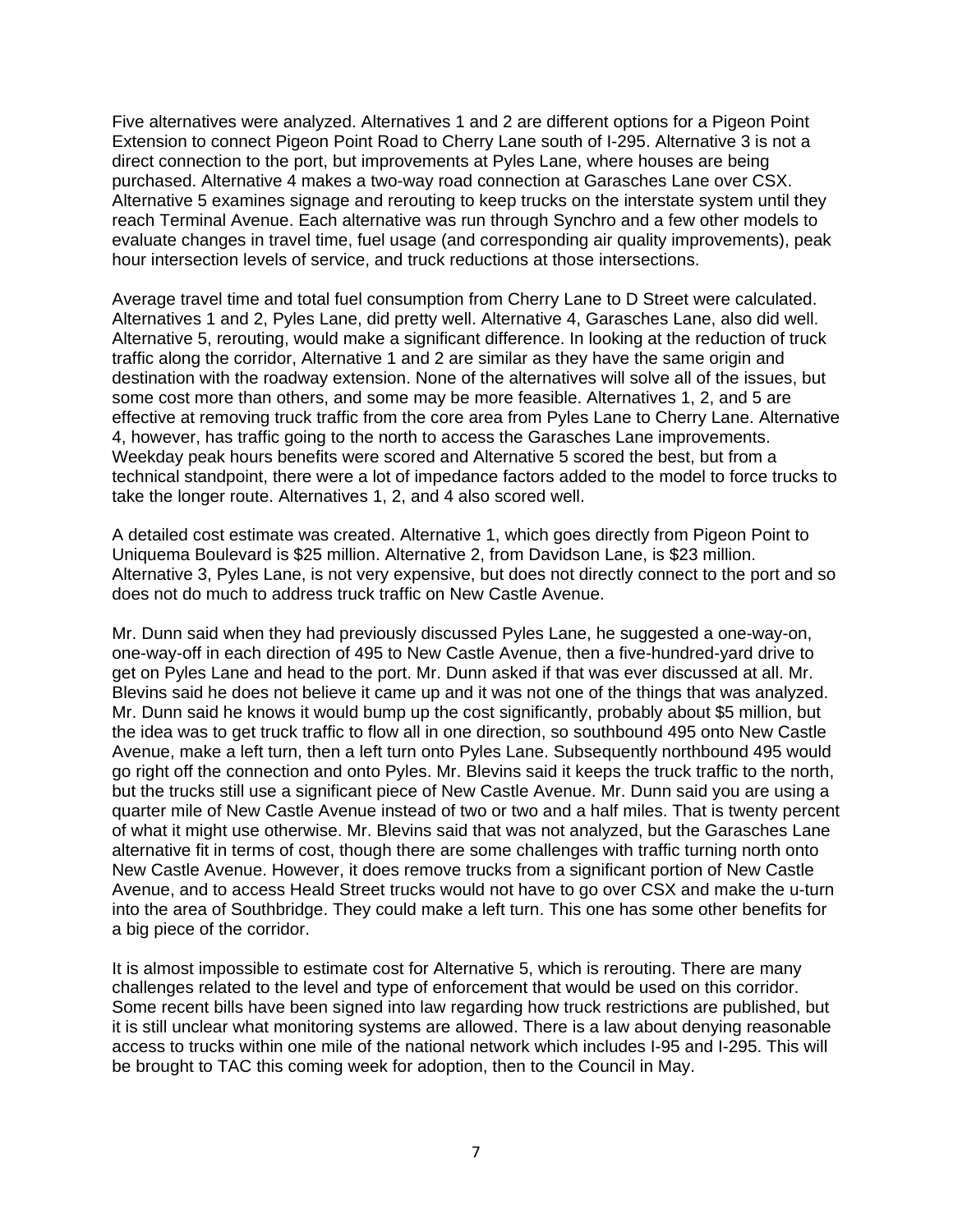Five alternatives were analyzed. Alternatives 1 and 2 are different options for a Pigeon Point Extension to connect Pigeon Point Road to Cherry Lane south of I-295. Alternative 3 is not a direct connection to the port, but improvements at Pyles Lane, where houses are being purchased. Alternative 4 makes a two-way road connection at Garasches Lane over CSX. Alternative 5 examines signage and rerouting to keep trucks on the interstate system until they reach Terminal Avenue. Each alternative was run through Synchro and a few other models to evaluate changes in travel time, fuel usage (and corresponding air quality improvements), peak hour intersection levels of service, and truck reductions at those intersections.

Average travel time and total fuel consumption from Cherry Lane to D Street were calculated. Alternatives 1 and 2, Pyles Lane, did pretty well. Alternative 4, Garasches Lane, also did well. Alternative 5, rerouting, would make a significant difference. In looking at the reduction of truck traffic along the corridor, Alternative 1 and 2 are similar as they have the same origin and destination with the roadway extension. None of the alternatives will solve all of the issues, but some cost more than others, and some may be more feasible. Alternatives 1, 2, and 5 are effective at removing truck traffic from the core area from Pyles Lane to Cherry Lane. Alternative 4, however, has traffic going to the north to access the Garasches Lane improvements. Weekday peak hours benefits were scored and Alternative 5 scored the best, but from a technical standpoint, there were a lot of impedance factors added to the model to force trucks to take the longer route. Alternatives 1, 2, and 4 also scored well.

A detailed cost estimate was created. Alternative 1, which goes directly from Pigeon Point to Uniquema Boulevard is $25 million. Alternative 2, from Davidson Lane, is $23 million. Alternative 3, Pyles Lane, is not very expensive, but does not directly connect to the port and so does not do much to address truck traffic on New Castle Avenue.

Mr. Dunn said when they had previously discussed Pyles Lane, he suggested a one-way-on, one-way-off in each direction of 495 to New Castle Avenue, then a five-hundred-yard drive to get on Pyles Lane and head to the port. Mr. Dunn asked if that was ever discussed at all. Mr. Blevins said he does not believe it came up and it was not one of the things that was analyzed. Mr. Dunn said he knows it would bump up the cost significantly, probably about $5 million, but the idea was to get truck traffic to flow all in one direction, so southbound 495 onto New Castle Avenue, make a left turn, then a left turn onto Pyles Lane. Subsequently northbound 495 would go right off the connection and onto Pyles. Mr. Blevins said it keeps the truck traffic to the north, but the trucks still use a significant piece of New Castle Avenue. Mr. Dunn said you are using a quarter mile of New Castle Avenue instead of two or two and a half miles. That is twenty percent of what it might use otherwise. Mr. Blevins said that was not analyzed, but the Garasches Lane alternative fit in terms of cost, though there are some challenges with traffic turning north onto New Castle Avenue. However, it does remove trucks from a significant portion of New Castle Avenue, and to access Heald Street trucks would not have to go over CSX and make the u-turn into the area of Southbridge. They could make a left turn. This one has some other benefits for a big piece of the corridor.

It is almost impossible to estimate cost for Alternative 5, which is rerouting. There are many challenges related to the level and type of enforcement that would be used on this corridor. Some recent bills have been signed into law regarding how truck restrictions are published, but it is still unclear what monitoring systems are allowed. There is a law about denying reasonable access to trucks within one mile of the national network which includes I-95 and I-295. This will be brought to TAC this coming week for adoption, then to the Council in May.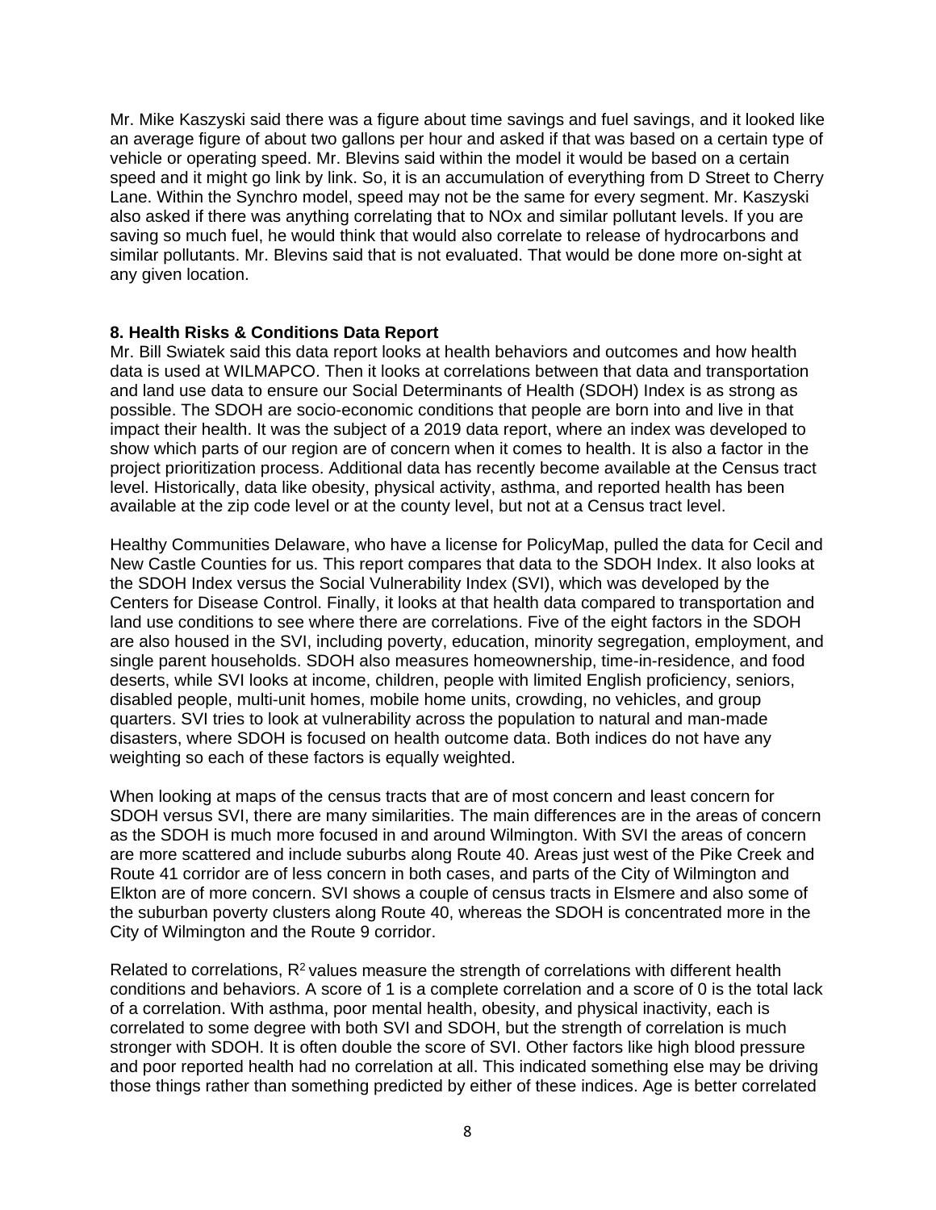Mr. Mike Kaszyski said there was a figure about time savings and fuel savings, and it looked like an average figure of about two gallons per hour and asked if that was based on a certain type of vehicle or operating speed. Mr. Blevins said within the model it would be based on a certain speed and it might go link by link. So, it is an accumulation of everything from D Street to Cherry Lane. Within the Synchro model, speed may not be the same for every segment. Mr. Kaszyski also asked if there was anything correlating that to NOx and similar pollutant levels. If you are saving so much fuel, he would think that would also correlate to release of hydrocarbons and similar pollutants. Mr. Blevins said that is not evaluated. That would be done more on-sight at any given location.

**8. Health Risks & Conditions Data Report**

Mr. Bill Swiatek said this data report looks at health behaviors and outcomes and how health data is used at WILMAPCO. Then it looks at correlations between that data and transportation and land use data to ensure our Social Determinants of Health (SDOH) Index is as strong as possible. The SDOH are socio-economic conditions that people are born into and live in that impact their health. It was the subject of a 2019 data report, where an index was developed to show which parts of our region are of concern when it comes to health. It is also a factor in the project prioritization process. Additional data has recently become available at the Census tract level. Historically, data like obesity, physical activity, asthma, and reported health has been available at the zip code level or at the county level, but not at a Census tract level.

Healthy Communities Delaware, who have a license for PolicyMap, pulled the data for Cecil and New Castle Counties for us. This report compares that data to the SDOH Index. It also looks at the SDOH Index versus the Social Vulnerability Index (SVI), which was developed by the Centers for Disease Control. Finally, it looks at that health data compared to transportation and land use conditions to see where there are correlations. Five of the eight factors in the SDOH are also housed in the SVI, including poverty, education, minority segregation, employment, and single parent households. SDOH also measures homeownership, time-in-residence, and food deserts, while SVI looks at income, children, people with limited English proficiency, seniors, disabled people, multi-unit homes, mobile home units, crowding, no vehicles, and group quarters. SVI tries to look at vulnerability across the population to natural and man-made disasters, where SDOH is focused on health outcome data. Both indices do not have any weighting so each of these factors is equally weighted.

When looking at maps of the census tracts that are of most concern and least concern for SDOH versus SVI, there are many similarities. The main differences are in the areas of concern as the SDOH is much more focused in and around Wilmington. With SVI the areas of concern are more scattered and include suburbs along Route 40. Areas just west of the Pike Creek and Route 41 corridor are of less concern in both cases, and parts of the City of Wilmington and Elkton are of more concern. SVI shows a couple of census tracts in Elsmere and also some of the suburban poverty clusters along Route 40, whereas the SDOH is concentrated more in the City of Wilmington and the Route 9 corridor.

Related to correlations, $R^2$ values measure the strength of correlations with different health conditions and behaviors. A score of 1 is a complete correlation and a score of 0 is the total lack of a correlation. With asthma, poor mental health, obesity, and physical inactivity, each is correlated to some degree with both SVI and SDOH, but the strength of correlation is much stronger with SDOH. It is often double the score of SVI. Other factors like high blood pressure and poor reported health had no correlation at all. This indicated something else may be driving those things rather than something predicted by either of these indices. Age is better correlated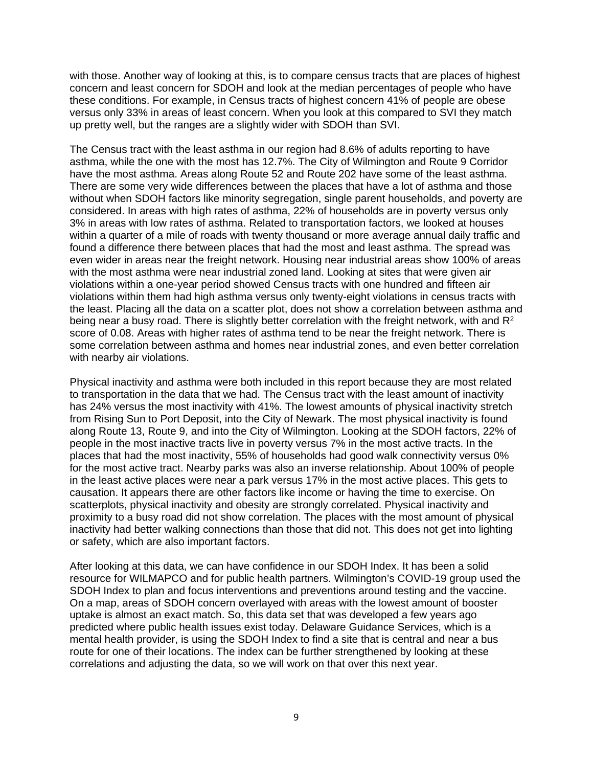with those. Another way of looking at this, is to compare census tracts that are places of highest concern and least concern for SDOH and look at the median percentages of people who have these conditions. For example, in Census tracts of highest concern 41% of people are obese versus only 33% in areas of least concern. When you look at this compared to SVI they match up pretty well, but the ranges are a slightly wider with SDOH than SVI.

The Census tract with the least asthma in our region had 8.6% of adults reporting to have asthma, while the one with the most has 12.7%. The City of Wilmington and Route 9 Corridor have the most asthma. Areas along Route 52 and Route 202 have some of the least asthma. There are some very wide differences between the places that have a lot of asthma and those without when SDOH factors like minority segregation, single parent households, and poverty are considered. In areas with high rates of asthma, 22% of households are in poverty versus only 3% in areas with low rates of asthma. Related to transportation factors, we looked at houses within a quarter of a mile of roads with twenty thousand or more average annual daily traffic and found a difference there between places that had the most and least asthma. The spread was even wider in areas near the freight network. Housing near industrial areas show 100% of areas with the most asthma were near industrial zoned land. Looking at sites that were given air violations within a one-year period showed Census tracts with one hundred and fifteen air violations within them had high asthma versus only twenty-eight violations in census tracts with the least. Placing all the data on a scatter plot, does not show a correlation between asthma and being near a busy road. There is slightly better correlation with the freight network, with and $R^2$ score of 0.08. Areas with higher rates of asthma tend to be near the freight network. There is some correlation between asthma and homes near industrial zones, and even better correlation with nearby air violations.

Physical inactivity and asthma were both included in this report because they are most related to transportation in the data that we had. The Census tract with the least amount of inactivity has 24% versus the most inactivity with 41%. The lowest amounts of physical inactivity stretch from Rising Sun to Port Deposit, into the City of Newark. The most physical inactivity is found along Route 13, Route 9, and into the City of Wilmington. Looking at the SDOH factors, 22% of people in the most inactive tracts live in poverty versus 7% in the most active tracts. In the places that had the most inactivity, 55% of households had good walk connectivity versus 0% for the most active tract. Nearby parks was also an inverse relationship. About 100% of people in the least active places were near a park versus 17% in the most active places. This gets to causation. It appears there are other factors like income or having the time to exercise. On scatterplots, physical inactivity and obesity are strongly correlated. Physical inactivity and proximity to a busy road did not show correlation. The places with the most amount of physical inactivity had better walking connections than those that did not. This does not get into lighting or safety, which are also important factors.

After looking at this data, we can have confidence in our SDOH Index. It has been a solid resource for WILMAPCO and for public health partners. Wilmington's COVID-19 group used the SDOH Index to plan and focus interventions and preventions around testing and the vaccine. On a map, areas of SDOH concern overlayed with areas with the lowest amount of booster uptake is almost an exact match. So, this data set that was developed a few years ago predicted where public health issues exist today. Delaware Guidance Services, which is a mental health provider, is using the SDOH Index to find a site that is central and near a bus route for one of their locations. The index can be further strengthened by looking at these correlations and adjusting the data, so we will work on that over this next year.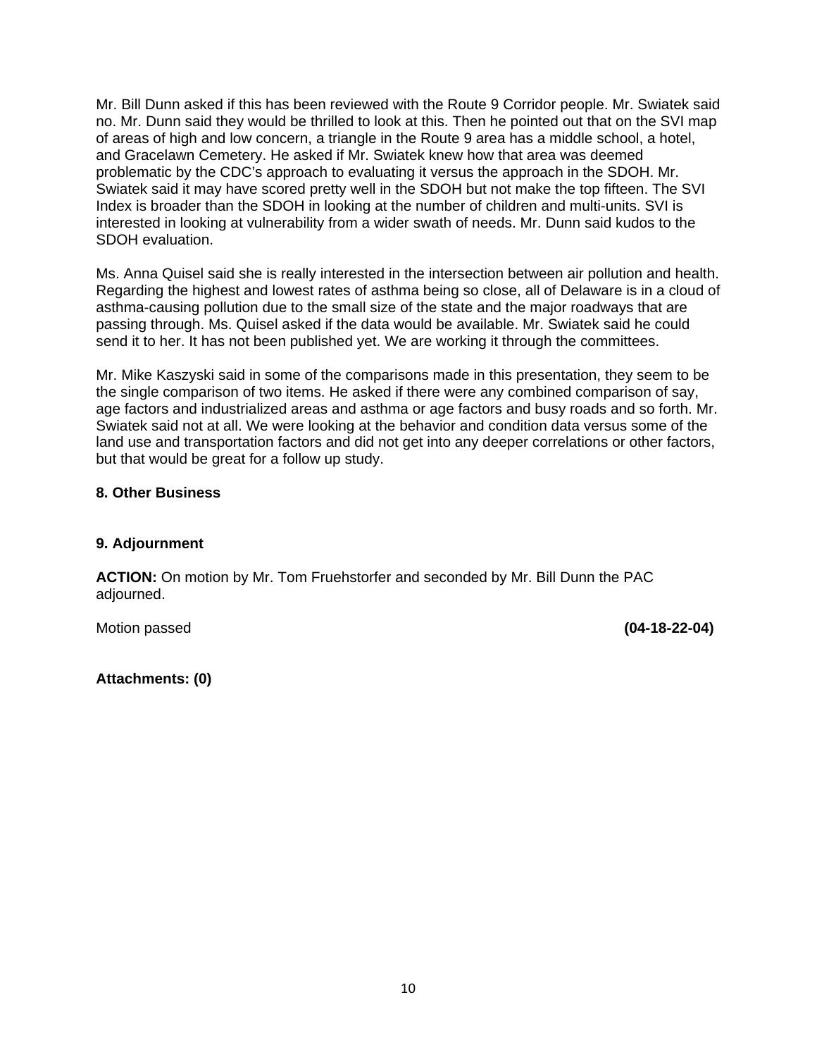Mr. Bill Dunn asked if this has been reviewed with the Route 9 Corridor people. Mr. Swiatek said no. Mr. Dunn said they would be thrilled to look at this. Then he pointed out that on the SVI map of areas of high and low concern, a triangle in the Route 9 area has a middle school, a hotel, and Gracelawn Cemetery. He asked if Mr. Swiatek knew how that area was deemed problematic by the CDC's approach to evaluating it versus the approach in the SDOH. Mr. Swiatek said it may have scored pretty well in the SDOH but not make the top fifteen. The SVI Index is broader than the SDOH in looking at the number of children and multi-units. SVI is interested in looking at vulnerability from a wider swath of needs. Mr. Dunn said kudos to the SDOH evaluation.

Ms. Anna Quisel said she is really interested in the intersection between air pollution and health. Regarding the highest and lowest rates of asthma being so close, all of Delaware is in a cloud of asthma-causing pollution due to the small size of the state and the major roadways that are passing through. Ms. Quisel asked if the data would be available. Mr. Swiatek said he could send it to her. It has not been published yet. We are working it through the committees.

Mr. Mike Kaszyski said in some of the comparisons made in this presentation, they seem to be the single comparison of two items. He asked if there were any combined comparison of say, age factors and industrialized areas and asthma or age factors and busy roads and so forth. Mr. Swiatek said not at all. We were looking at the behavior and condition data versus some of the land use and transportation factors and did not get into any deeper correlations or other factors, but that would be great for a follow up study.

**8. Other Business**

**9. Adjournment**

**ACTION:** On motion by Mr. Tom Fruehstorfer and seconded by Mr. Bill Dunn the PAC adjourned.

Motion passed **(04-18-22-04)**

**Attachments: (0)**